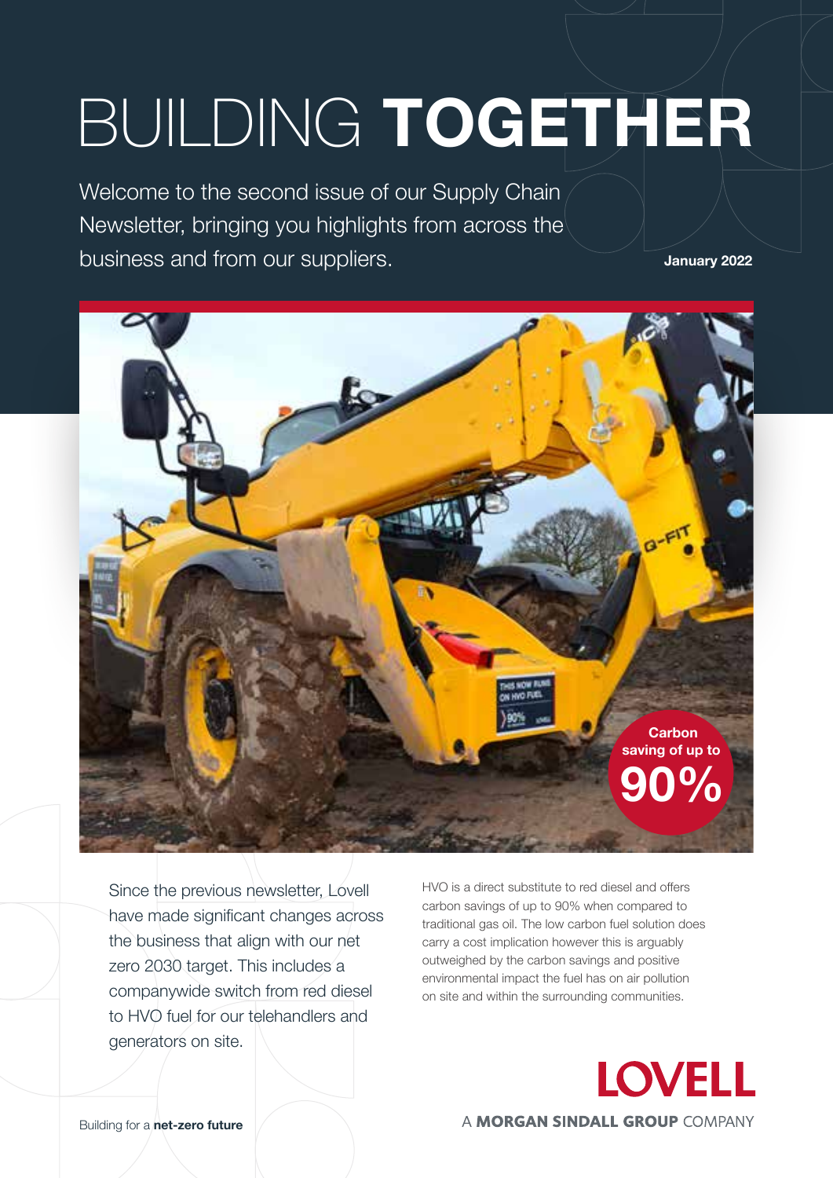# BUILDING **TOGETHER**

Welcome to the second issue of our Supply Chain Newsletter, bringing you highlights from across the business and from our suppliers.

**January 2022**

**Carbon saving of up to 90%**

Since the previous newsletter, Lovell have made significant changes across the business that align with our net zero 2030 target. This includes a companywide switch from red diesel to HVO fuel for our telehandlers and generators on site.

HVO is a direct substitute to red diesel and offers carbon savings of up to 90% when compared to traditional gas oil. The low carbon fuel solution does carry a cost implication however this is arguably outweighed by the carbon savings and positive environmental impact the fuel has on air pollution on site and within the surrounding communities.

Building for a **net-zero future**

**LOVELL**

A **MORGAN SINDALL GROUP** COMPANY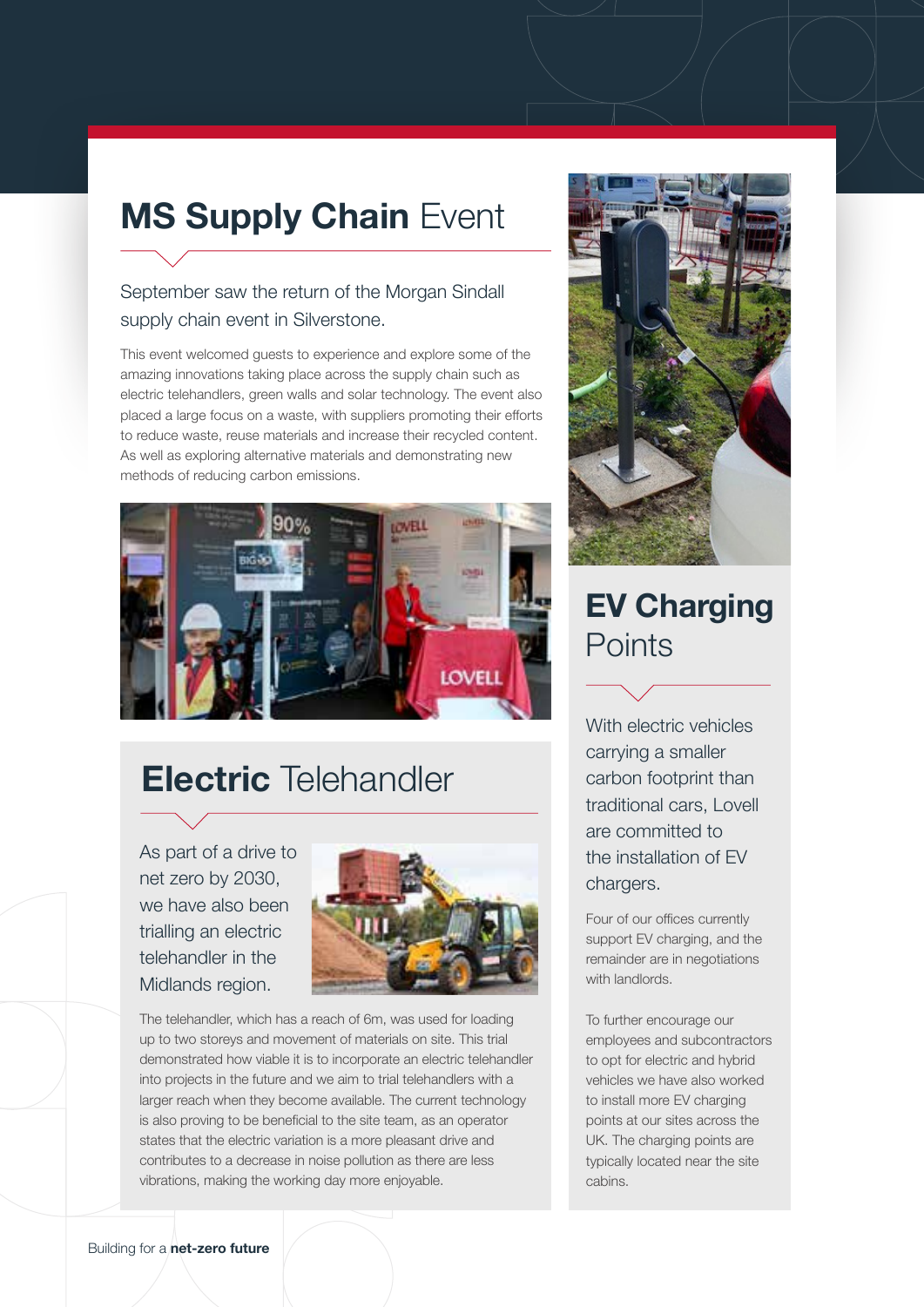## **MS Supply Chain** Event

September saw the return of the Morgan Sindall supply chain event in Silverstone.

This event welcomed guests to experience and explore some of the amazing innovations taking place across the supply chain such as electric telehandlers, green walls and solar technology. The event also placed a large focus on a waste, with suppliers promoting their efforts to reduce waste, reuse materials and increase their recycled content. As well as exploring alternative materials and demonstrating new methods of reducing carbon emissions.

## **Electric** Telehandler

As part of a drive to net zero by 2030, we have also been trialling an electric telehandler in the Midlands region.

The telehandler, which has a reach of 6m, was used for loading up to two storeys and movement of materials on site. This trial demonstrated how viable it is to incorporate an electric telehandler into projects in the future and we aim to trial telehandlers with a larger reach when they become available. The current technology is also proving to be beneficial to the site team, as an operator states that the electric variation is a more pleasant drive and contributes to a decrease in noise pollution as there are less vibrations, making the working day more enjoyable.

## **EV Charging** Points

With electric vehicles carrying a smaller carbon footprint than traditional cars, Lovell are committed to the installation of EV chargers.

Four of our offices currently support EV charging, and the remainder are in negotiations with landlords.

To further encourage our employees and subcontractors to opt for electric and hybrid vehicles we have also worked to install more EV charging points at our sites across the UK. The charging points are typically located near the site cabins.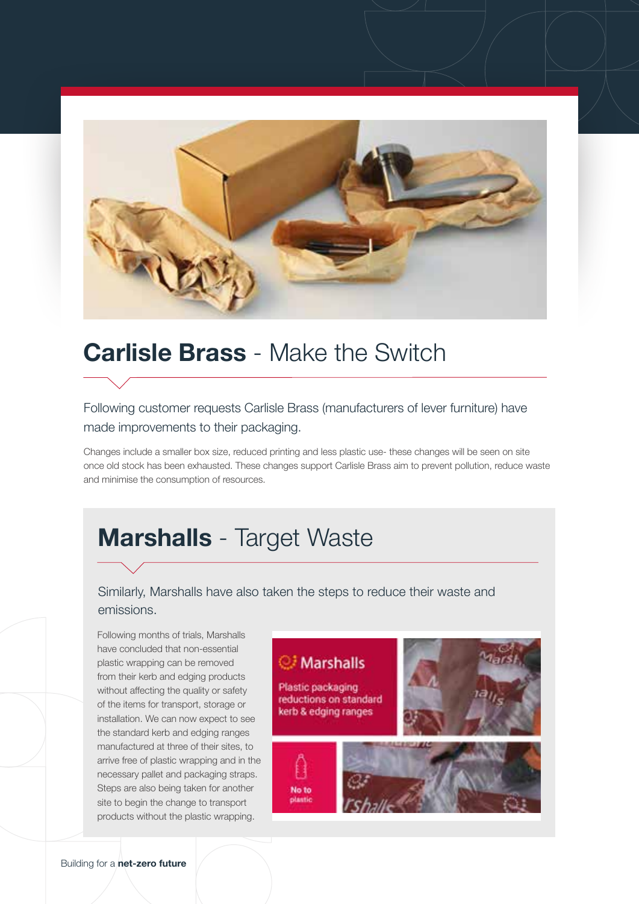## **Carlisle Brass** - Make the Switch

Following customer requests Carlisle Brass (manufacturers of lever furniture) have made improvements to their packaging.

Changes include a smaller box size, reduced printing and less plastic use- these changes will be seen on site once old stock has been exhausted. These changes support Carlisle Brass aim to prevent pollution, reduce waste and minimise the consumption of resources.

## **Marshalls** - Target Waste

Similarly, Marshalls have also taken the steps to reduce their waste and emissions.

Following months of trials, Marshalls have concluded that non-essential plastic wrapping can be removed from their kerb and edging products without affecting the quality or safety of the items for transport, storage or installation. We can now expect to see the standard kerb and edging ranges manufactured at three of their sites, to arrive free of plastic wrapping and in the necessary pallet and packaging straps. Steps are also being taken for another site to begin the change to transport products without the plastic wrapping.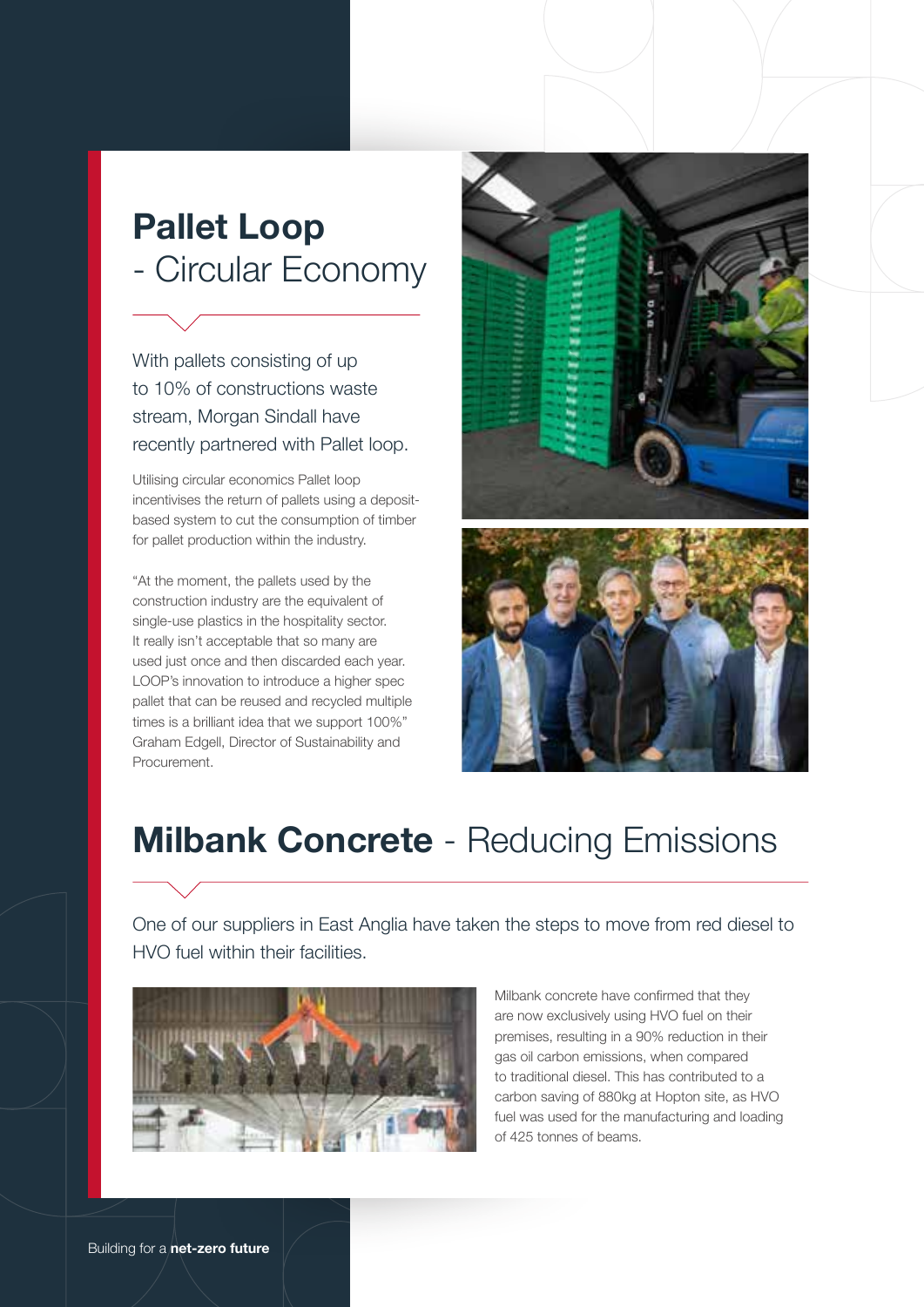## **Pallet Loop** - Circular Economy

With pallets consisting of up to 10% of constructions waste stream, Morgan Sindall have recently partnered with Pallet loop.

Utilising circular economics Pallet loop incentivises the return of pallets using a deposit-based system to cut the consumption of timber for pallet production within the industry.

"At the moment, the pallets used by the construction industry are the equivalent of single-use plastics in the hospitality sector. It really isn't acceptable that so many are used just once and then discarded each year. LOOP's innovation to introduce a higher spec pallet that can be reused and recycled multiple times is a brilliant idea that we support 100%" Graham Edgell, Director of Sustainability and Procurement.

## **Milbank Concrete** - Reducing Emissions

One of our suppliers in East Anglia have taken the steps to move from red diesel to HVO fuel within their facilities.

Milbank concrete have confirmed that they are now exclusively using HVO fuel on their premises, resulting in a 90% reduction in their gas oil carbon emissions, when compared to traditional diesel. This has contributed to a carbon saving of 880kg at Hopton site, as HVO fuel was used for the manufacturing and loading of 425 tonnes of beams.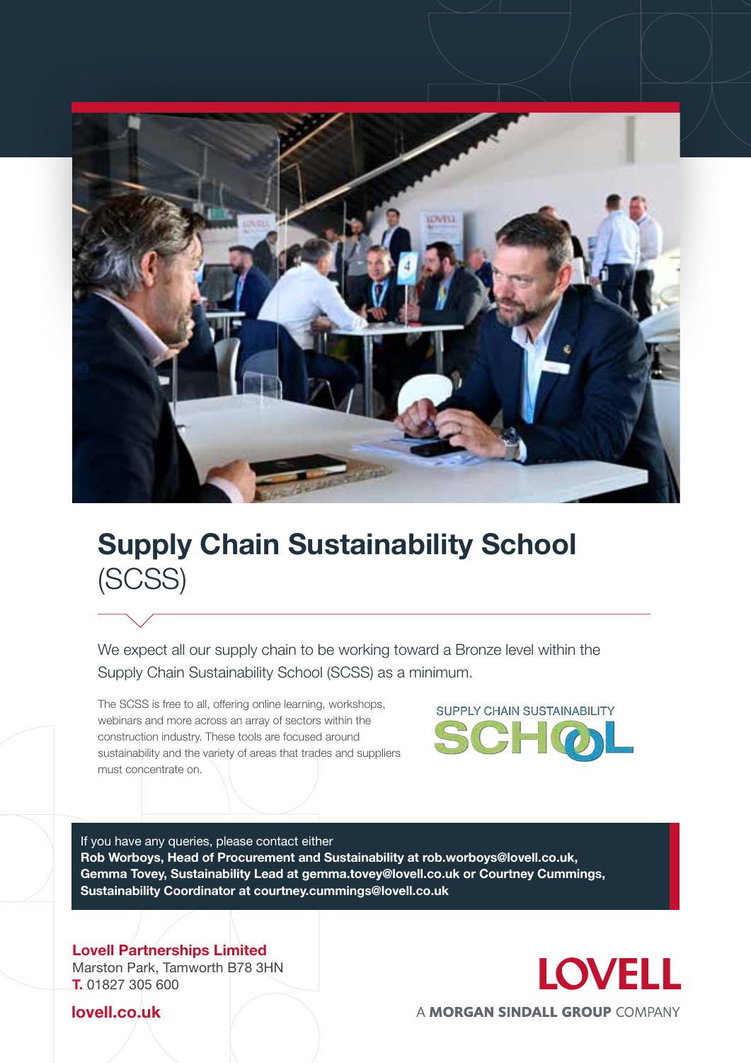# Supply Chain Sustainability School (SCSS)

We expect all our supply chain to be working toward a Bronze level within the Supply Chain Sustainability School (SCSS) as a minimum.

The SCSS is free to all, offering online learning, workshops, webinars and more across an array of sectors within the construction industry. These tools are focused around sustainability and the variety of areas that trades and suppliers must concentrate on.

SUPPLY CHAIN SUSTAINABILITY SCHOOL

If you have any queries, please contact either **Rob Worboys, Head of Procurement and Sustainability at rob.worboys@lovell.co.uk, Gemma Tovey, Sustainability Lead at gemma.tovey@lovell.co.uk or Courtney Cummings, Sustainability Coordinator at courtney.cummings@lovell.co.uk**

**Lovell Partnerships Limited**
Marston Park, Tamworth B78 3HN
**T.** 01827 305 600

**lovell.co.uk**

LOVELL
A **MORGAN SINDALL GROUP** COMPANY